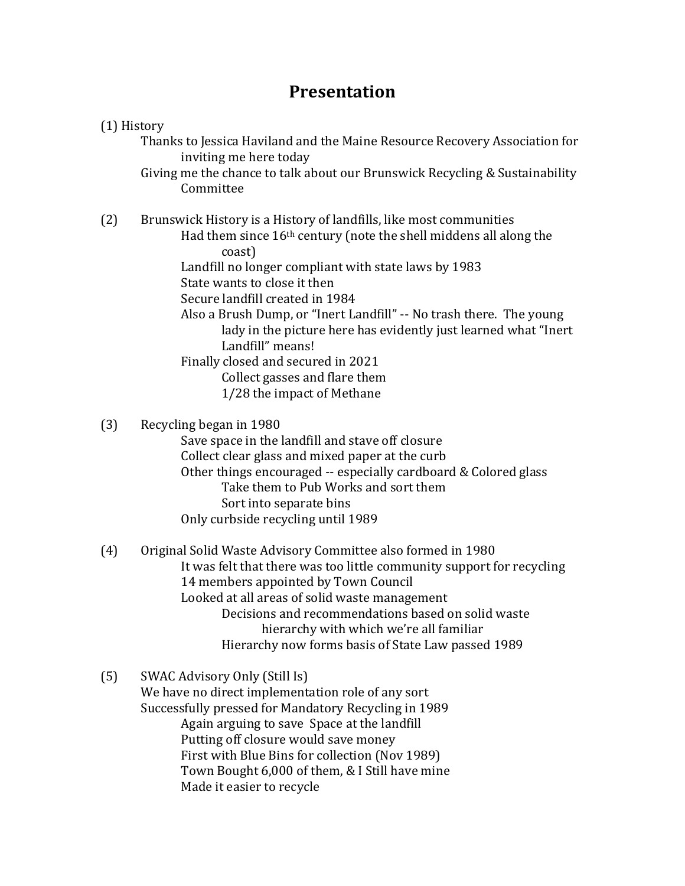# Presentation

(1) History

- Thanks to Jessica Haviland and the Maine Resource Recovery Association for inviting me here today
- Giving me the chance to talk about our Brunswick Recycling & Sustainability Committee

(2) Brunswick History is a History of landfills, like most communities

- Had them since 16th century (note the shell middens all along the coast)
- Landfill no longer compliant with state laws by 1983
- State wants to close it then
- Secure landfill created in 1984
- Also a Brush Dump, or "Inert Landfill" -- No trash there. The young lady in the picture here has evidently just learned what "Inert Landfill" means!
- Finally closed and secured in 2021
  - Collect gasses and flare them
  - 1/28 the impact of Methane

(3) Recycling began in 1980

- Save space in the landfill and stave off closure
- Collect clear glass and mixed paper at the curb
- Other things encouraged -- especially cardboard & Colored glass
  - Take them to Pub Works and sort them
  - Sort into separate bins
- Only curbside recycling until 1989

(4) Original Solid Waste Advisory Committee also formed in 1980

- It was felt that there was too little community support for recycling
- 14 members appointed by Town Council
- Looked at all areas of solid waste management
  - Decisions and recommendations based on solid waste hierarchy with which we're all familiar
  - Hierarchy now forms basis of State Law passed 1989

(5) SWAC Advisory Only (Still Is)

- We have no direct implementation role of any sort
- Successfully pressed for Mandatory Recycling in 1989
  - Again arguing to save Space at the landfill
  - Putting off closure would save money
  - First with Blue Bins for collection (Nov 1989)
  - Town Bought 6,000 of them, & I Still have mine
  - Made it easier to recycle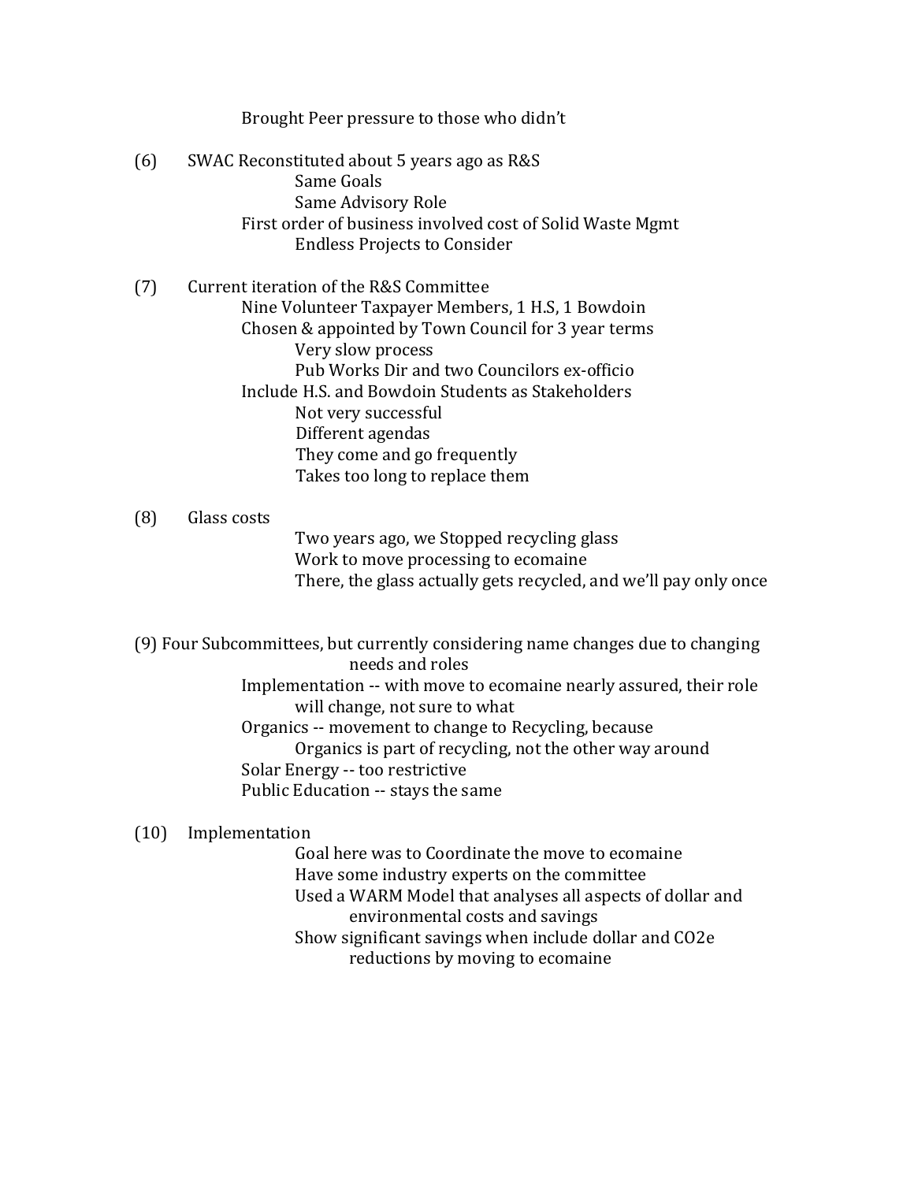Brought Peer pressure to those who didn't

(6) SWAC Reconstituted about 5 years ago as R&S
- Same Goals
- Same Advisory Role

First order of business involved cost of Solid Waste Mgmt
- Endless Projects to Consider

(7) Current iteration of the R&S Committee

Nine Volunteer Taxpayer Members, 1 H.S, 1 Bowdoin

Chosen & appointed by Town Council for 3 year terms
- Very slow process
- Pub Works Dir and two Councilors ex-officio

Include H.S. and Bowdoin Students as Stakeholders
- Not very successful
- Different agendas
- They come and go frequently
- Takes too long to replace them

(8) Glass costs
- Two years ago, we Stopped recycling glass
- Work to move processing to ecomaine
- There, the glass actually gets recycled, and we'll pay only once

(9) Four Subcommittees, but currently considering name changes due to changing needs and roles

Implementation -- with move to ecomaine nearly assured, their role will change, not sure to what

Organics -- movement to change to Recycling, because Organics is part of recycling, not the other way around

Solar Energy -- too restrictive

Public Education -- stays the same

(10) Implementation
- Goal here was to Coordinate the move to ecomaine
- Have some industry experts on the committee
- Used a WARM Model that analyses all aspects of dollar and environmental costs and savings
- Show significant savings when include dollar and $CO_2e$ reductions by moving to ecomaine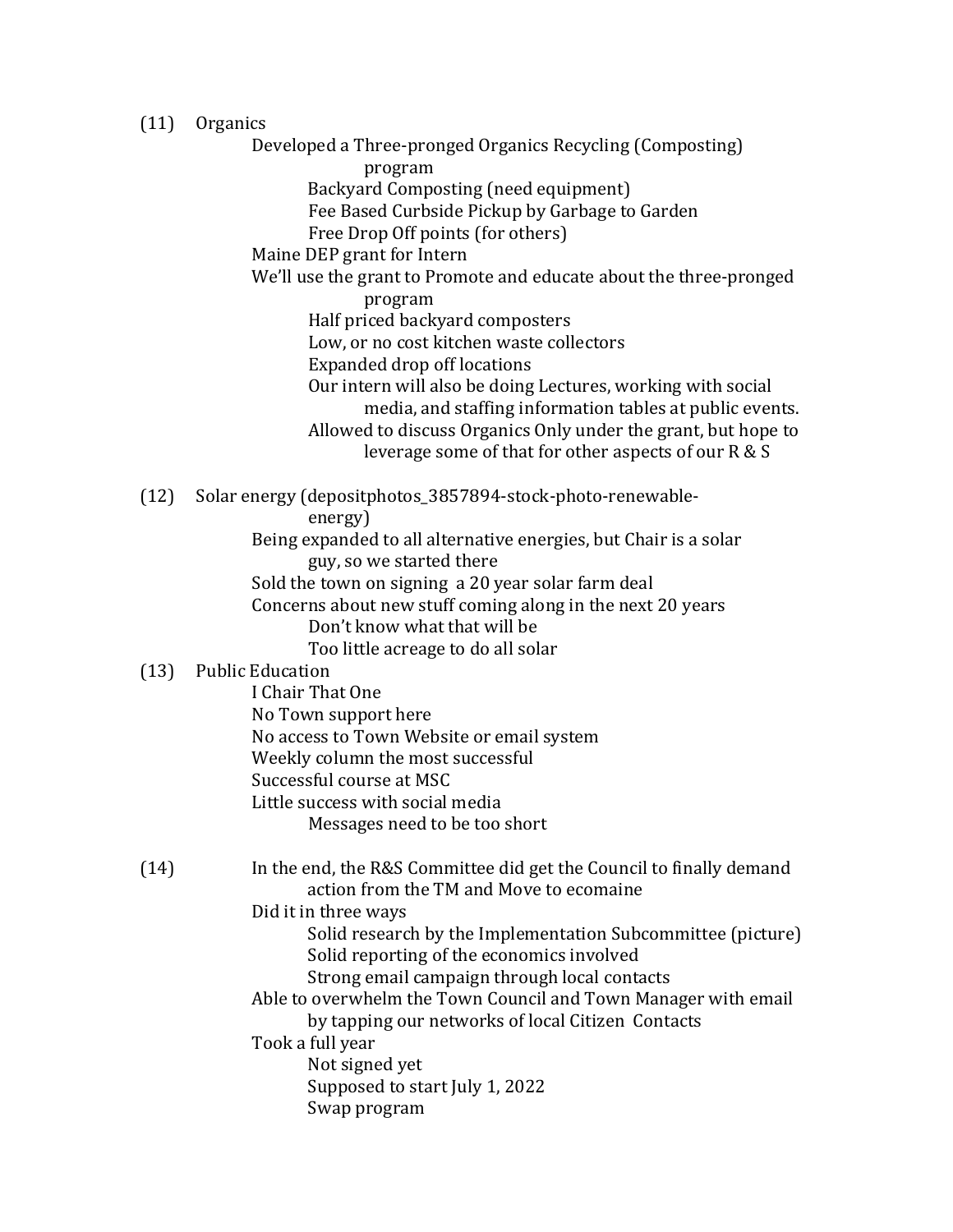(11) Organics

- Developed a Three-pronged Organics Recycling (Composting) program
  - Backyard Composting (need equipment)
  - Fee Based Curbside Pickup by Garbage to Garden
  - Free Drop Off points (for others)
- Maine DEP grant for Intern
- We'll use the grant to Promote and educate about the three-pronged program
  - Half priced backyard composters
  - Low, or no cost kitchen waste collectors
  - Expanded drop off locations
  - Our intern will also be doing Lectures, working with social media, and staffing information tables at public events.
  - Allowed to discuss Organics Only under the grant, but hope to leverage some of that for other aspects of our R & S

(12) Solar energy (depositphotos_3857894-stock-photo-renewable-energy)

- Being expanded to all alternative energies, but Chair is a solar guy, so we started there
- Sold the town on signing a 20 year solar farm deal
- Concerns about new stuff coming along in the next 20 years
  - Don't know what that will be
  - Too little acreage to do all solar

(13) Public Education

- I Chair That One
- No Town support here
- No access to Town Website or email system
- Weekly column the most successful
- Successful course at MSC
- Little success with social media
  - Messages need to be too short

(14)

- In the end, the R&S Committee did get the Council to finally demand action from the TM and Move to ecomaine
- Did it in three ways
  - Solid research by the Implementation Subcommittee (picture)
  - Solid reporting of the economics involved
  - Strong email campaign through local contacts
- Able to overwhelm the Town Council and Town Manager with email by tapping our networks of local Citizen Contacts
- Took a full year
  - Not signed yet
  - Supposed to start July 1, 2022
  - Swap program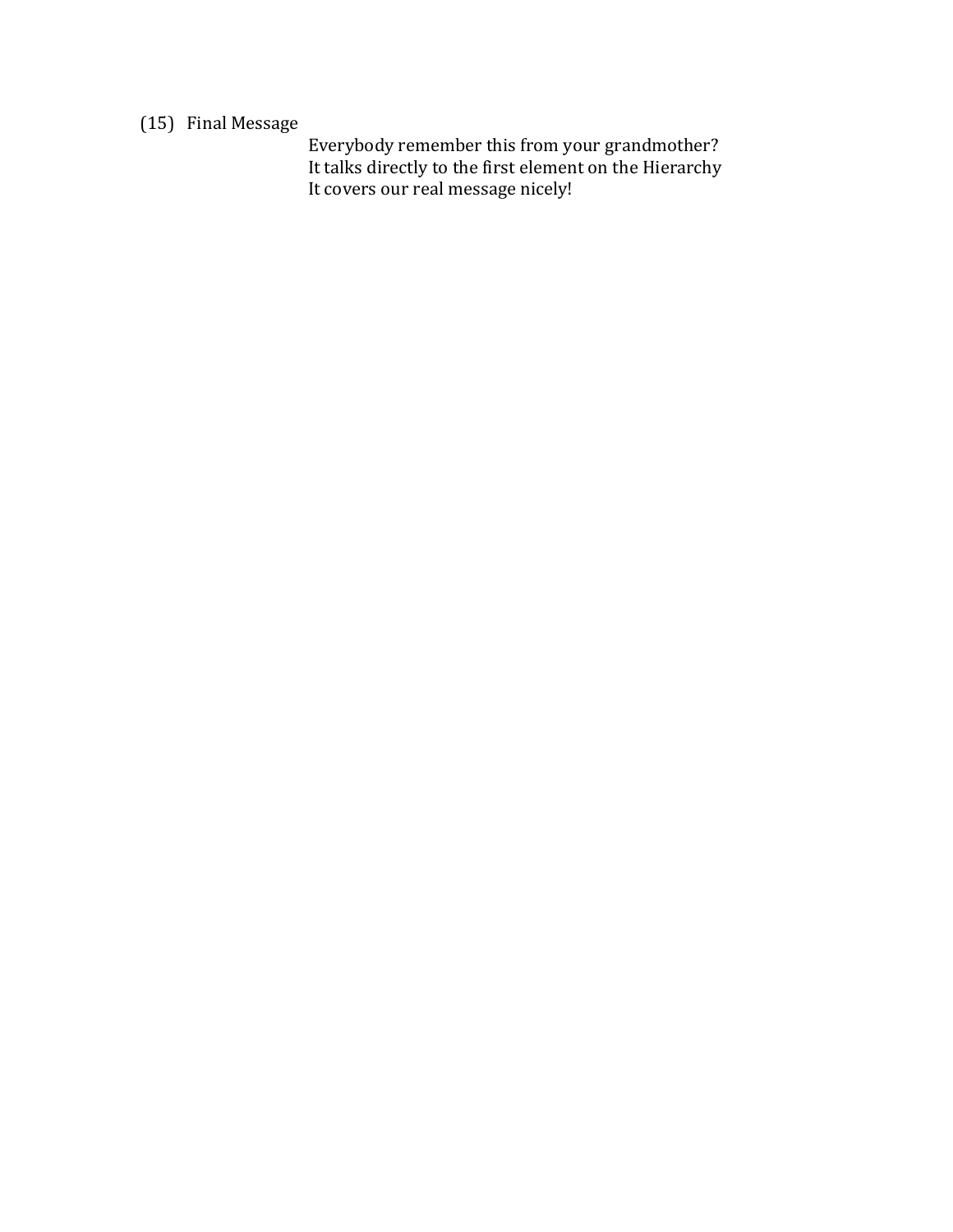(15) Final Message

Everybody remember this from your grandmother?
It talks directly to the first element on the Hierarchy
It covers our real message nicely!